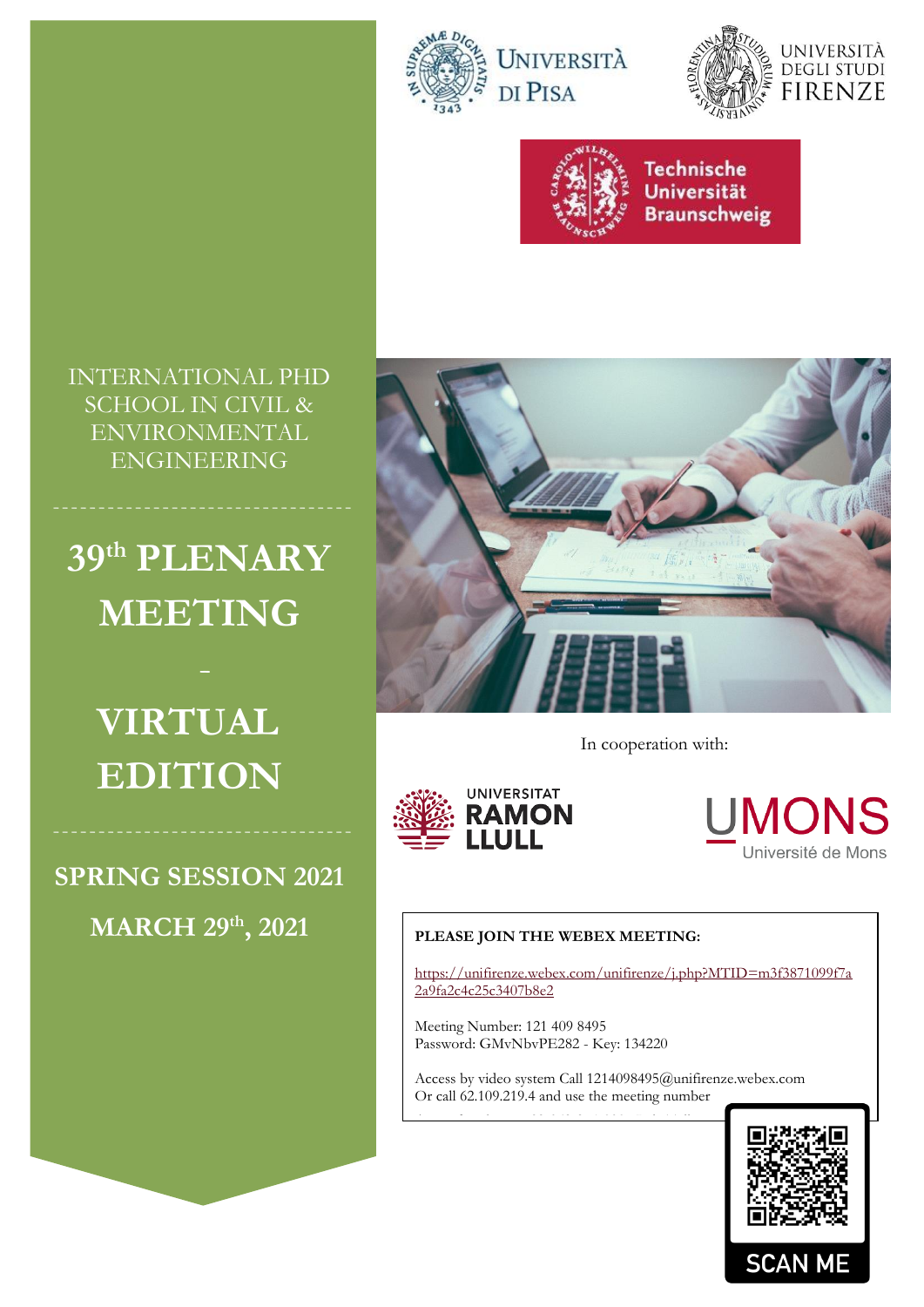Università di Pisa

Università degli Studi Firenze

Technische Universität Braunschweig

INTERNATIONAL PHD SCHOOL IN CIVIL & ENVIRONMENTAL ENGINEERING

# 39th PLENARY MEETING

# -

# VIRTUAL EDITION

## SPRING SESSION 2021

## MARCH 29th, 2021

In cooperation with:

Universitat Ramon Llull

UMONS Université de Mons

**PLEASE JOIN THE WEBEX MEETING:**

https://unifirenze.webex.com/unifirenze/j.php?MTID=m3f3871099f7a2a9fa2c4c25c3407b8e2

Meeting Number: 121 409 8495
Password: GMvNbvPE282 - Key: 134220

Access by video system Call 1214098495@unifirenze.webex.com
Or call 62.109.219.4 and use the meeting number

SCAN ME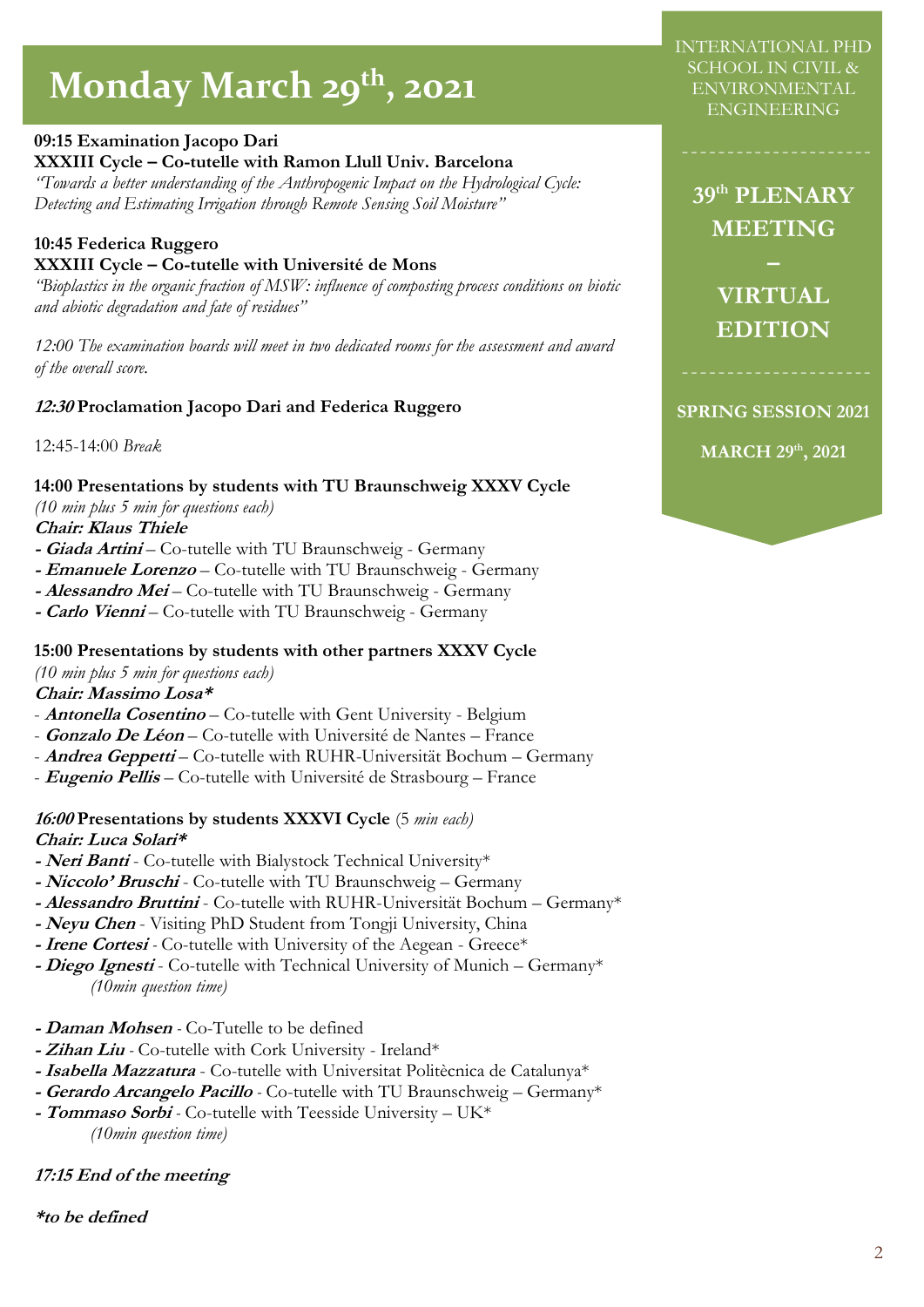# Monday March 29th, 2021

INTERNATIONAL PHD SCHOOL IN CIVIL & ENVIRONMENTAL ENGINEERING

**39th PLENARY MEETING – VIRTUAL EDITION**

**SPRING SESSION 2021**

**MARCH 29th, 2021**

**09:15 Examination Jacopo Dari**
**XXXIII Cycle – Co-tutelle with Ramon Llull Univ. Barcelona**
*"Towards a better understanding of the Anthropogenic Impact on the Hydrological Cycle: Detecting and Estimating Irrigation through Remote Sensing Soil Moisture"*

**10:45 Federica Ruggero**
**XXXIII Cycle – Co-tutelle with Université de Mons**
*"Bioplastics in the organic fraction of MSW: influence of composting process conditions on biotic and abiotic degradation and fate of residues"*

*12:00 The examination boards will meet in two dedicated rooms for the assessment and award of the overall score.*

***12:30*** **Proclamation Jacopo Dari and Federica Ruggero**

12:45-14:00 *Break*

**14:00 Presentations by students with TU Braunschweig XXXV Cycle**
*(10 min plus 5 min for questions each)*
***Chair: Klaus Thiele***
- ***Giada Artini*** – Co-tutelle with TU Braunschweig - Germany
- ***Emanuele Lorenzo*** – Co-tutelle with TU Braunschweig - Germany
- ***Alessandro Mei*** – Co-tutelle with TU Braunschweig - Germany
- ***Carlo Vienni*** – Co-tutelle with TU Braunschweig - Germany

**15:00 Presentations by students with other partners XXXV Cycle**
*(10 min plus 5 min for questions each)*
***Chair: Massimo Losa****
- ***Antonella Cosentino*** – Co-tutelle with Gent University - Belgium
- ***Gonzalo De Léon*** – Co-tutelle with Université de Nantes – France
- ***Andrea Geppetti*** – Co-tutelle with RUHR-Universität Bochum – Germany
- ***Eugenio Pellis*** – Co-tutelle with Université de Strasbourg – France

***16:00*** **Presentations by students XXXVI Cycle** (5 *min each)*
***Chair: Luca Solari****
- ***Neri Banti*** - Co-tutelle with Bialystock Technical University*
- ***Niccolo' Bruschi*** - Co-tutelle with TU Braunschweig – Germany
- ***Alessandro Bruttini*** - Co-tutelle with RUHR-Universität Bochum – Germany*
- ***Neyu Chen*** - Visiting PhD Student from Tongji University, China
- ***Irene Cortesi*** - Co-tutelle with University of the Aegean - Greece*
- ***Diego Ignesti*** - Co-tutelle with Technical University of Munich – Germany*

    *(10min question time)*

- ***Daman Mohsen*** - Co-Tutelle to be defined
- ***Zihan Liu*** - Co-tutelle with Cork University - Ireland*
- ***Isabella Mazzatura*** - Co-tutelle with Universitat Politècnica de Catalunya*
- ***Gerardo Arcangelo Pacillo*** - Co-tutelle with TU Braunschweig – Germany*
- ***Tommaso Sorbi*** - Co-tutelle with Teesside University – UK*

    *(10min question time)*

***17:15 End of the meeting***

****to be defined***